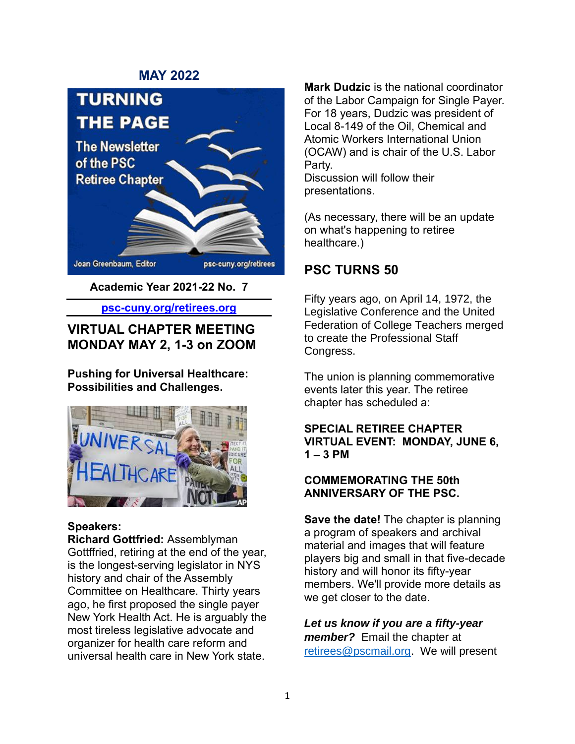MAY 2022

TURNING THE PAGE

The Newsletter of the PSC Retiree Chapter

Joan Greenbaum, Editor    psc-cuny.org/retirees

**Academic Year 2021-22 No. 7**

psc-cuny.org/retirees.org

## VIRTUAL CHAPTER MEETING MONDAY MAY 2, 1-3 on ZOOM

**Pushing for Universal Healthcare: Possibilities and Challenges.**

**Speakers:**

**Richard Gottfried:** Assemblyman Gottffried, retiring at the end of the year, is the longest-serving legislator in NYS history and chair of the Assembly Committee on Healthcare. Thirty years ago, he first proposed the single payer New York Health Act. He is arguably the most tireless legislative advocate and organizer for health care reform and universal health care in New York state.

**Mark Dudzic** is the national coordinator of the Labor Campaign for Single Payer. For 18 years, Dudzic was president of Local 8-149 of the Oil, Chemical and Atomic Workers International Union (OCAW) and is chair of the U.S. Labor Party.

Discussion will follow their presentations.

(As necessary, there will be an update on what's happening to retiree healthcare.)

## PSC TURNS 50

Fifty years ago, on April 14, 1972, the Legislative Conference and the United Federation of College Teachers merged to create the Professional Staff Congress.

The union is planning commemorative events later this year. The retiree chapter has scheduled a:

**SPECIAL RETIREE CHAPTER VIRTUAL EVENT: MONDAY, JUNE 6, 1 – 3 PM**

**COMMEMORATING THE 50th ANNIVERSARY OF THE PSC.**

**Save the date!** The chapter is planning a program of speakers and archival material and images that will feature players big and small in that five-decade history and will honor its fifty-year members. We'll provide more details as we get closer to the date.

***Let us know if you are a fifty-year member?*** Email the chapter at retirees@pscmail.org. We will present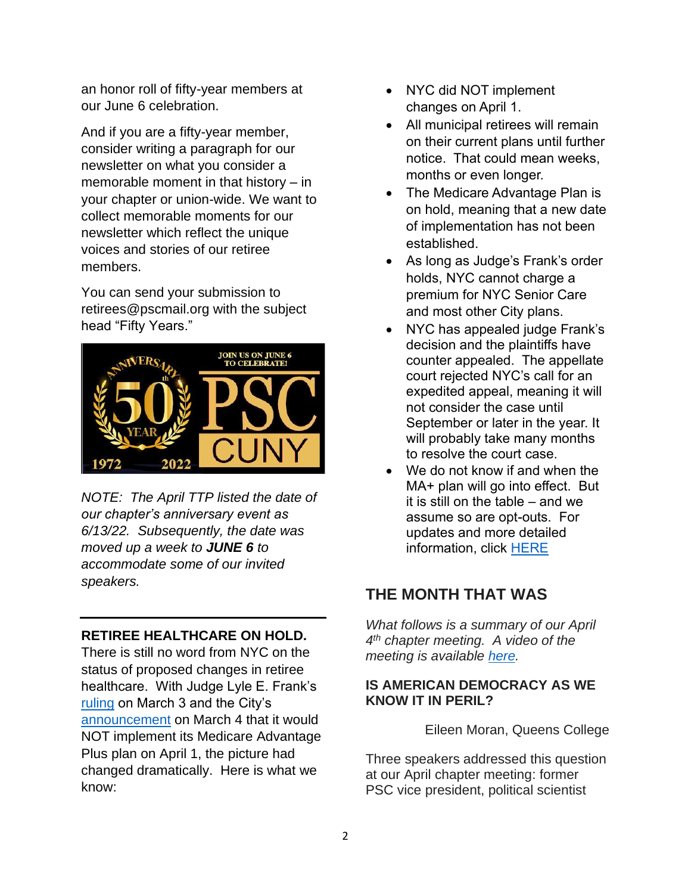an honor roll of fifty-year members at our June 6 celebration.

And if you are a fifty-year member, consider writing a paragraph for our newsletter on what you consider a memorable moment in that history – in your chapter or union-wide. We want to collect memorable moments for our newsletter which reflect the unique voices and stories of our retiree members.

You can send your submission to retirees@pscmail.org with the subject head "Fifty Years."

*NOTE: The April TTP listed the date of our chapter's anniversary event as 6/13/22. Subsequently, the date was moved up a week to **JUNE 6** to accommodate some of our invited speakers.*

---

**RETIREE HEALTHCARE ON HOLD.**

There is still no word from NYC on the status of proposed changes in retiree healthcare. With Judge Lyle E. Frank's ruling on March 3 and the City's announcement on March 4 that it would NOT implement its Medicare Advantage Plus plan on April 1, the picture had changed dramatically. Here is what we know:

- NYC did NOT implement changes on April 1.
- All municipal retirees will remain on their current plans until further notice. That could mean weeks, months or even longer.
- The Medicare Advantage Plan is on hold, meaning that a new date of implementation has not been established.
- As long as Judge's Frank's order holds, NYC cannot charge a premium for NYC Senior Care and most other City plans.
- NYC has appealed judge Frank's decision and the plaintiffs have counter appealed. The appellate court rejected NYC's call for an expedited appeal, meaning it will not consider the case until September or later in the year. It will probably take many months to resolve the court case.
- We do not know if and when the MA+ plan will go into effect. But it is still on the table – and we assume so are opt-outs. For updates and more detailed information, click HERE

## THE MONTH THAT WAS

*What follows is a summary of our April 4th chapter meeting. A video of the meeting is available here.*

### IS AMERICAN DEMOCRACY AS WE KNOW IT IN PERIL?

Eileen Moran, Queens College

Three speakers addressed this question at our April chapter meeting: former PSC vice president, political scientist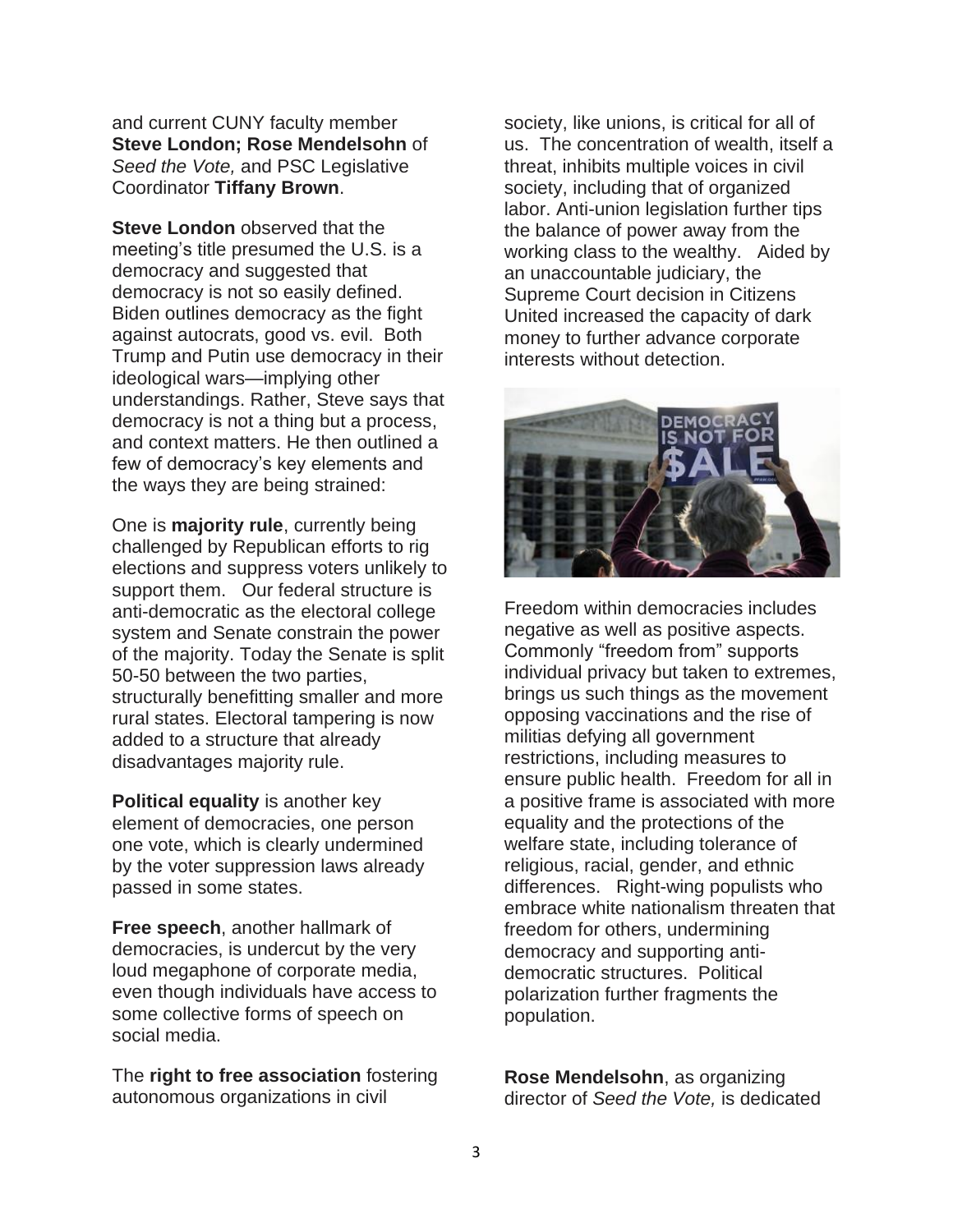and current CUNY faculty member **Steve London; Rose Mendelsohn** of *Seed the Vote,* and PSC Legislative Coordinator **Tiffany Brown**.

**Steve London** observed that the meeting's title presumed the U.S. is a democracy and suggested that democracy is not so easily defined. Biden outlines democracy as the fight against autocrats, good vs. evil. Both Trump and Putin use democracy in their ideological wars—implying other understandings. Rather, Steve says that democracy is not a thing but a process, and context matters. He then outlined a few of democracy's key elements and the ways they are being strained:

One is **majority rule**, currently being challenged by Republican efforts to rig elections and suppress voters unlikely to support them. Our federal structure is anti-democratic as the electoral college system and Senate constrain the power of the majority. Today the Senate is split 50-50 between the two parties, structurally benefitting smaller and more rural states. Electoral tampering is now added to a structure that already disadvantages majority rule.

**Political equality** is another key element of democracies, one person one vote, which is clearly undermined by the voter suppression laws already passed in some states.

**Free speech**, another hallmark of democracies, is undercut by the very loud megaphone of corporate media, even though individuals have access to some collective forms of speech on social media.

The **right to free association** fostering autonomous organizations in civil society, like unions, is critical for all of us. The concentration of wealth, itself a threat, inhibits multiple voices in civil society, including that of organized labor. Anti-union legislation further tips the balance of power away from the working class to the wealthy. Aided by an unaccountable judiciary, the Supreme Court decision in Citizens United increased the capacity of dark money to further advance corporate interests without detection.

Freedom within democracies includes negative as well as positive aspects. Commonly "freedom from" supports individual privacy but taken to extremes, brings us such things as the movement opposing vaccinations and the rise of militias defying all government restrictions, including measures to ensure public health. Freedom for all in a positive frame is associated with more equality and the protections of the welfare state, including tolerance of religious, racial, gender, and ethnic differences. Right-wing populists who embrace white nationalism threaten that freedom for others, undermining democracy and supporting anti-democratic structures. Political polarization further fragments the population.

**Rose Mendelsohn**, as organizing director of *Seed the Vote,* is dedicated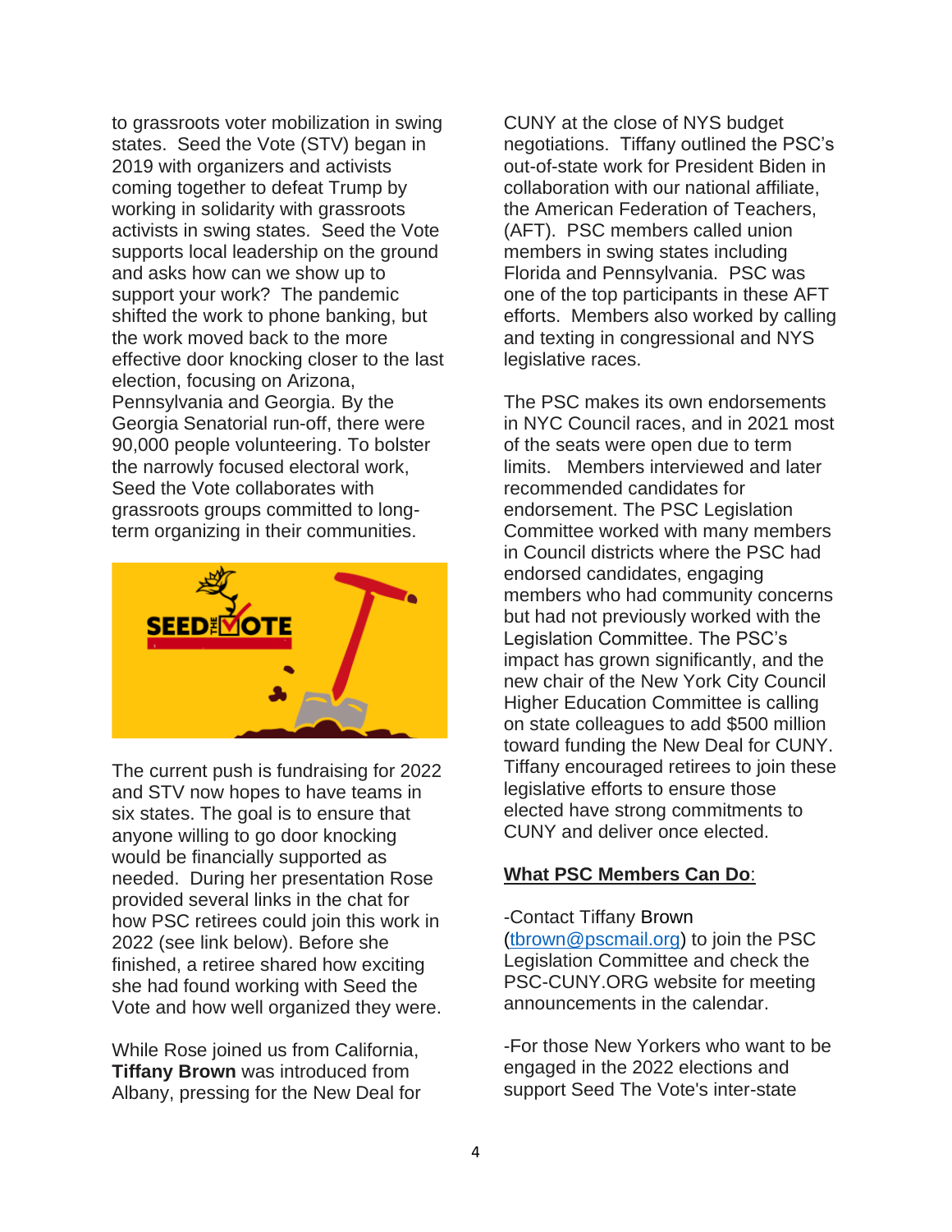to grassroots voter mobilization in swing states. Seed the Vote (STV) began in 2019 with organizers and activists coming together to defeat Trump by working in solidarity with grassroots activists in swing states. Seed the Vote supports local leadership on the ground and asks how can we show up to support your work? The pandemic shifted the work to phone banking, but the work moved back to the more effective door knocking closer to the last election, focusing on Arizona, Pennsylvania and Georgia. By the Georgia Senatorial run-off, there were 90,000 people volunteering. To bolster the narrowly focused electoral work, Seed the Vote collaborates with grassroots groups committed to long-term organizing in their communities.

The current push is fundraising for 2022 and STV now hopes to have teams in six states. The goal is to ensure that anyone willing to go door knocking would be financially supported as needed. During her presentation Rose provided several links in the chat for how PSC retirees could join this work in 2022 (see link below). Before she finished, a retiree shared how exciting she had found working with Seed the Vote and how well organized they were.

While Rose joined us from California, **Tiffany Brown** was introduced from Albany, pressing for the New Deal for CUNY at the close of NYS budget negotiations. Tiffany outlined the PSC's out-of-state work for President Biden in collaboration with our national affiliate, the American Federation of Teachers, (AFT). PSC members called union members in swing states including Florida and Pennsylvania. PSC was one of the top participants in these AFT efforts. Members also worked by calling and texting in congressional and NYS legislative races.

The PSC makes its own endorsements in NYC Council races, and in 2021 most of the seats were open due to term limits. Members interviewed and later recommended candidates for endorsement. The PSC Legislation Committee worked with many members in Council districts where the PSC had endorsed candidates, engaging members who had community concerns but had not previously worked with the Legislation Committee. The PSC's impact has grown significantly, and the new chair of the New York City Council Higher Education Committee is calling on state colleagues to add $500 million toward funding the New Deal for CUNY. Tiffany encouraged retirees to join these legislative efforts to ensure those elected have strong commitments to CUNY and deliver once elected.

**What PSC Members Can Do**:

-Contact Tiffany Brown (tbrown@pscmail.org) to join the PSC Legislation Committee and check the PSC-CUNY.ORG website for meeting announcements in the calendar.

-For those New Yorkers who want to be engaged in the 2022 elections and support Seed The Vote's inter-state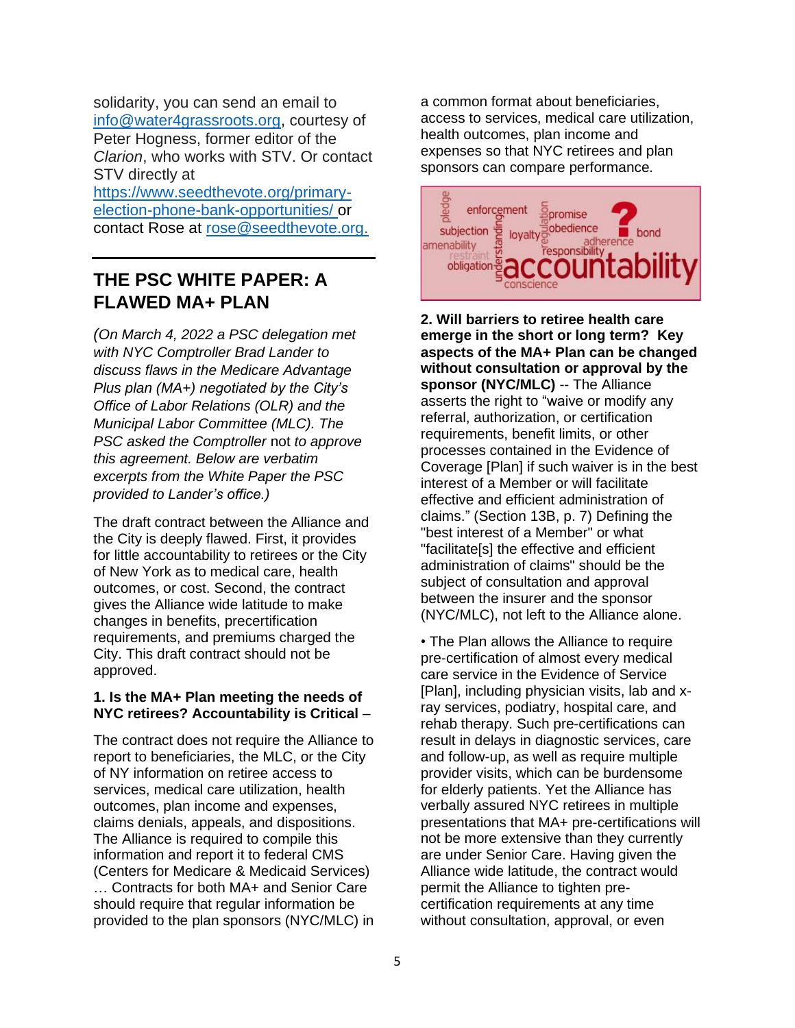solidarity, you can send an email to info@water4grassroots.org, courtesy of Peter Hogness, former editor of the *Clarion*, who works with STV. Or contact STV directly at https://www.seedthevote.org/primary-election-phone-bank-opportunities/ or contact Rose at rose@seedthevote.org.

## THE PSC WHITE PAPER: A FLAWED MA+ PLAN

*(On March 4, 2022 a PSC delegation met with NYC Comptroller Brad Lander to discuss flaws in the Medicare Advantage Plus plan (MA+) negotiated by the City's Office of Labor Relations (OLR) and the Municipal Labor Committee (MLC). The PSC asked the Comptroller* not *to approve this agreement. Below are verbatim excerpts from the White Paper the PSC provided to Lander's office.)*

The draft contract between the Alliance and the City is deeply flawed. First, it provides for little accountability to retirees or the City of New York as to medical care, health outcomes, or cost. Second, the contract gives the Alliance wide latitude to make changes in benefits, precertification requirements, and premiums charged the City. This draft contract should not be approved.

**1. Is the MA+ Plan meeting the needs of NYC retirees? Accountability is Critical** –

The contract does not require the Alliance to report to beneficiaries, the MLC, or the City of NY information on retiree access to services, medical care utilization, health outcomes, plan income and expenses, claims denials, appeals, and dispositions. The Alliance is required to compile this information and report it to federal CMS (Centers for Medicare & Medicaid Services) … Contracts for both MA+ and Senior Care should require that regular information be provided to the plan sponsors (NYC/MLC) in a common format about beneficiaries, access to services, medical care utilization, health outcomes, plan income and expenses so that NYC retirees and plan sponsors can compare performance.

**2. Will barriers to retiree health care emerge in the short or long term? Key aspects of the MA+ Plan can be changed without consultation or approval by the sponsor (NYC/MLC)** -- The Alliance asserts the right to "waive or modify any referral, authorization, or certification requirements, benefit limits, or other processes contained in the Evidence of Coverage [Plan] if such waiver is in the best interest of a Member or will facilitate effective and efficient administration of claims." (Section 13B, p. 7) Defining the "best interest of a Member" or what "facilitate[s] the effective and efficient administration of claims" should be the subject of consultation and approval between the insurer and the sponsor (NYC/MLC), not left to the Alliance alone.

• The Plan allows the Alliance to require pre-certification of almost every medical care service in the Evidence of Service [Plan], including physician visits, lab and x-ray services, podiatry, hospital care, and rehab therapy. Such pre-certifications can result in delays in diagnostic services, care and follow-up, as well as require multiple provider visits, which can be burdensome for elderly patients. Yet the Alliance has verbally assured NYC retirees in multiple presentations that MA+ pre-certifications will not be more extensive than they currently are under Senior Care. Having given the Alliance wide latitude, the contract would permit the Alliance to tighten pre-certification requirements at any time without consultation, approval, or even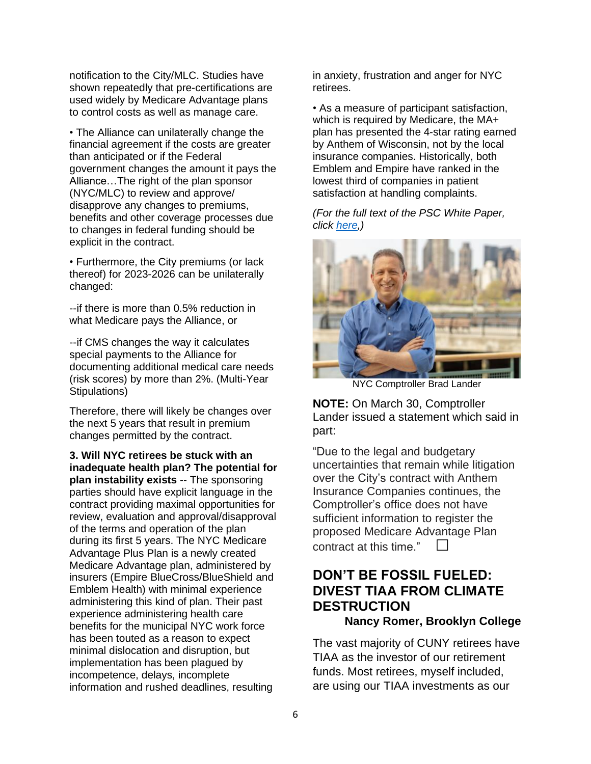notification to the City/MLC. Studies have shown repeatedly that pre-certifications are used widely by Medicare Advantage plans to control costs as well as manage care.

• The Alliance can unilaterally change the financial agreement if the costs are greater than anticipated or if the Federal government changes the amount it pays the Alliance…The right of the plan sponsor (NYC/MLC) to review and approve/ disapprove any changes to premiums, benefits and other coverage processes due to changes in federal funding should be explicit in the contract.

• Furthermore, the City premiums (or lack thereof) for 2023-2026 can be unilaterally changed:

--if there is more than 0.5% reduction in what Medicare pays the Alliance, or

--if CMS changes the way it calculates special payments to the Alliance for documenting additional medical care needs (risk scores) by more than 2%. (Multi-Year Stipulations)

Therefore, there will likely be changes over the next 5 years that result in premium changes permitted by the contract.

**3. Will NYC retirees be stuck with an inadequate health plan? The potential for plan instability exists** -- The sponsoring parties should have explicit language in the contract providing maximal opportunities for review, evaluation and approval/disapproval of the terms and operation of the plan during its first 5 years. The NYC Medicare Advantage Plus Plan is a newly created Medicare Advantage plan, administered by insurers (Empire BlueCross/BlueShield and Emblem Health) with minimal experience administering this kind of plan. Their past experience administering health care benefits for the municipal NYC work force has been touted as a reason to expect minimal dislocation and disruption, but implementation has been plagued by incompetence, delays, incomplete information and rushed deadlines, resulting in anxiety, frustration and anger for NYC retirees.

• As a measure of participant satisfaction, which is required by Medicare, the MA+ plan has presented the 4-star rating earned by Anthem of Wisconsin, not by the local insurance companies. Historically, both Emblem and Empire have ranked in the lowest third of companies in patient satisfaction at handling complaints.

*(For the full text of the PSC White Paper, click here,)*

NYC Comptroller Brad Lander

**NOTE:** On March 30, Comptroller Lander issued a statement which said in part:

"Due to the legal and budgetary uncertainties that remain while litigation over the City's contract with Anthem Insurance Companies continues, the Comptroller's office does not have sufficient information to register the proposed Medicare Advantage Plan contract at this time." ☐

## DON'T BE FOSSIL FUELED: DIVEST TIAA FROM CLIMATE DESTRUCTION

**Nancy Romer, Brooklyn College**

The vast majority of CUNY retirees have TIAA as the investor of our retirement funds. Most retirees, myself included, are using our TIAA investments as our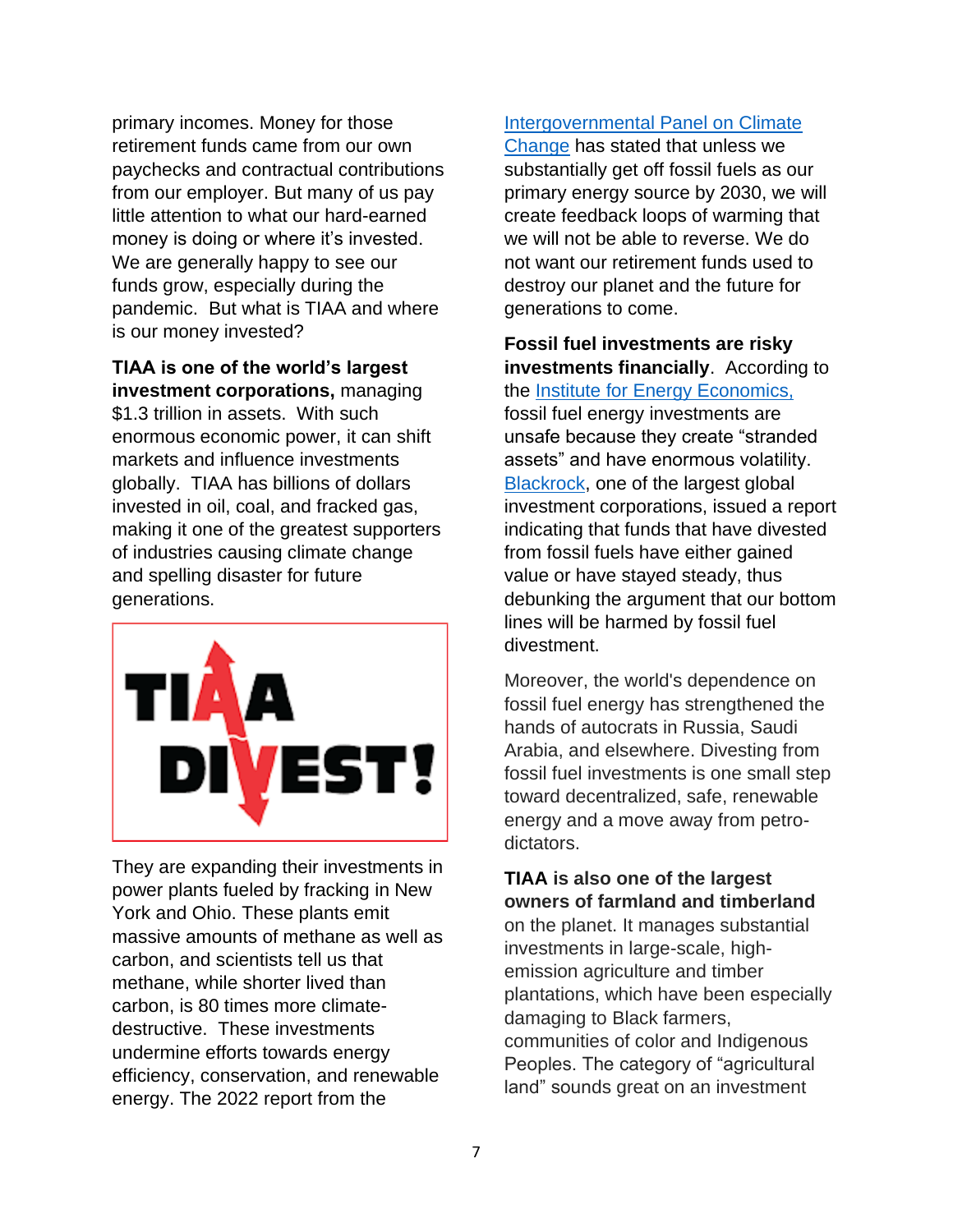primary incomes. Money for those retirement funds came from our own paychecks and contractual contributions from our employer. But many of us pay little attention to what our hard-earned money is doing or where it's invested. We are generally happy to see our funds grow, especially during the pandemic. But what is TIAA and where is our money invested?

**TIAA is one of the world's largest investment corporations,** managing $1.3 trillion in assets. With such enormous economic power, it can shift markets and influence investments globally. TIAA has billions of dollars invested in oil, coal, and fracked gas, making it one of the greatest supporters of industries causing climate change and spelling disaster for future generations.

TIAA DIVEST!

They are expanding their investments in power plants fueled by fracking in New York and Ohio. These plants emit massive amounts of methane as well as carbon, and scientists tell us that methane, while shorter lived than carbon, is 80 times more climate-destructive. These investments undermine efforts towards energy efficiency, conservation, and renewable energy. The 2022 report from the [Intergovernmental Panel on Climate Change] has stated that unless we substantially get off fossil fuels as our primary energy source by 2030, we will create feedback loops of warming that we will not be able to reverse. We do not want our retirement funds used to destroy our planet and the future for generations to come.

**Fossil fuel investments are risky investments financially**. According to the [Institute for Energy Economics,] fossil fuel energy investments are unsafe because they create "stranded assets" and have enormous volatility. [Blackrock], one of the largest global investment corporations, issued a report indicating that funds that have divested from fossil fuels have either gained value or have stayed steady, thus debunking the argument that our bottom lines will be harmed by fossil fuel divestment.

Moreover, the world's dependence on fossil fuel energy has strengthened the hands of autocrats in Russia, Saudi Arabia, and elsewhere. Divesting from fossil fuel investments is one small step toward decentralized, safe, renewable energy and a move away from petro-dictators.

**TIAA is also one of the largest owners of farmland and timberland** on the planet. It manages substantial investments in large-scale, high-emission agriculture and timber plantations, which have been especially damaging to Black farmers, communities of color and Indigenous Peoples. The category of "agricultural land" sounds great on an investment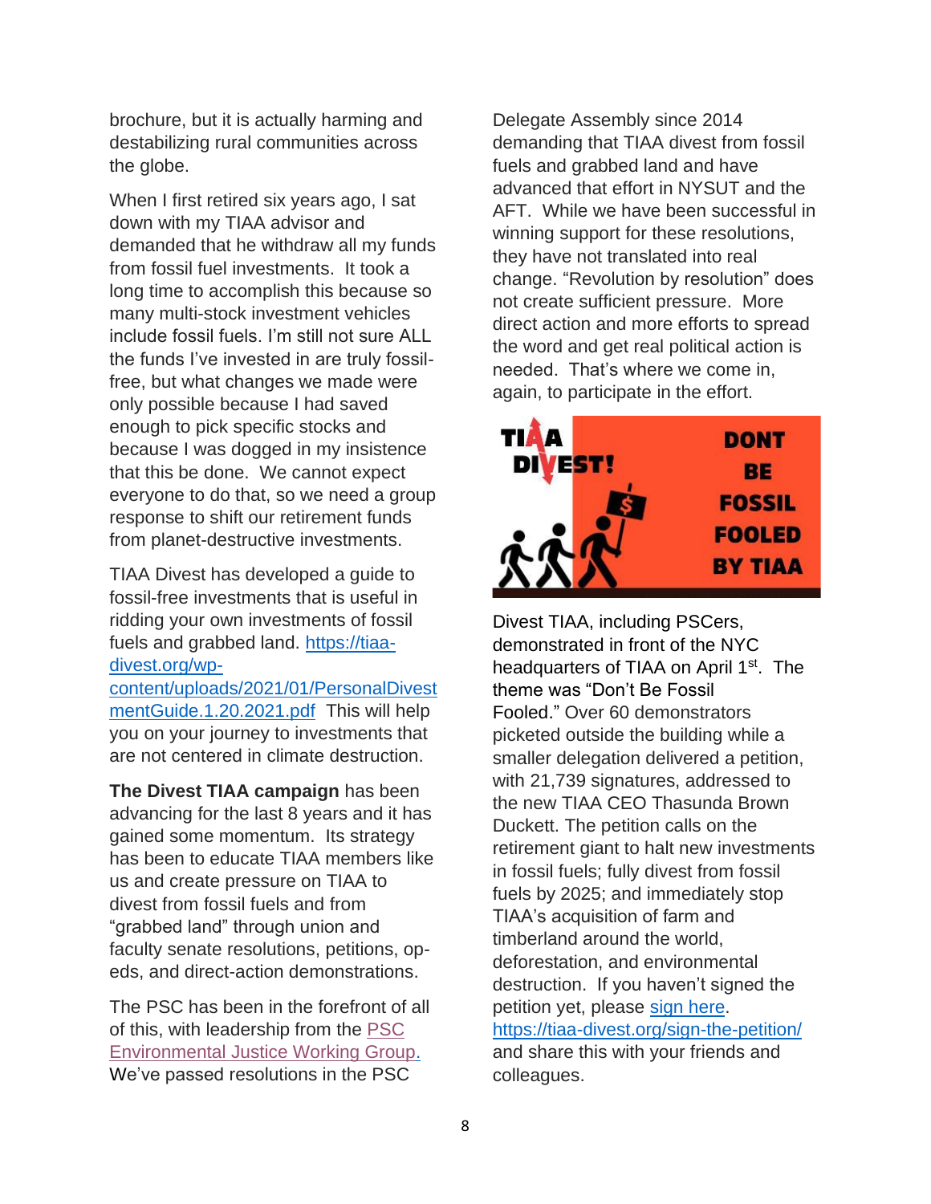brochure, but it is actually harming and destabilizing rural communities across the globe.

When I first retired six years ago, I sat down with my TIAA advisor and demanded that he withdraw all my funds from fossil fuel investments. It took a long time to accomplish this because so many multi-stock investment vehicles include fossil fuels. I'm still not sure ALL the funds I've invested in are truly fossil-free, but what changes we made were only possible because I had saved enough to pick specific stocks and because I was dogged in my insistence that this be done. We cannot expect everyone to do that, so we need a group response to shift our retirement funds from planet-destructive investments.

TIAA Divest has developed a guide to fossil-free investments that is useful in ridding your own investments of fossil fuels and grabbed land. [https://tiaa-divest.org/wp-content/uploads/2021/01/PersonalDivestmentGuide.1.20.2021.pdf](https://tiaa-divest.org/wp-content/uploads/2021/01/PersonalDivestmentGuide.1.20.2021.pdf) This will help you on your journey to investments that are not centered in climate destruction.

**The Divest TIAA campaign** has been advancing for the last 8 years and it has gained some momentum. Its strategy has been to educate TIAA members like us and create pressure on TIAA to divest from fossil fuels and from "grabbed land" through union and faculty senate resolutions, petitions, op-eds, and direct-action demonstrations.

The PSC has been in the forefront of all of this, with leadership from the PSC Environmental Justice Working Group. We've passed resolutions in the PSC Delegate Assembly since 2014 demanding that TIAA divest from fossil fuels and grabbed land and have advanced that effort in NYSUT and the AFT. While we have been successful in winning support for these resolutions, they have not translated into real change. "Revolution by resolution" does not create sufficient pressure. More direct action and more efforts to spread the word and get real political action is needed. That's where we come in, again, to participate in the effort.

TIAA DIVEST! DONT BE FOSSIL FOOLED BY TIAA

Divest TIAA, including PSCers, demonstrated in front of the NYC headquarters of TIAA on April 1st. The theme was "Don't Be Fossil Fooled." Over 60 demonstrators picketed outside the building while a smaller delegation delivered a petition, with 21,739 signatures, addressed to the new TIAA CEO Thasunda Brown Duckett. The petition calls on the retirement giant to halt new investments in fossil fuels; fully divest from fossil fuels by 2025; and immediately stop TIAA's acquisition of farm and timberland around the world, deforestation, and environmental destruction. If you haven't signed the petition yet, please sign here. [https://tiaa-divest.org/sign-the-petition/](https://tiaa-divest.org/sign-the-petition/) and share this with your friends and colleagues.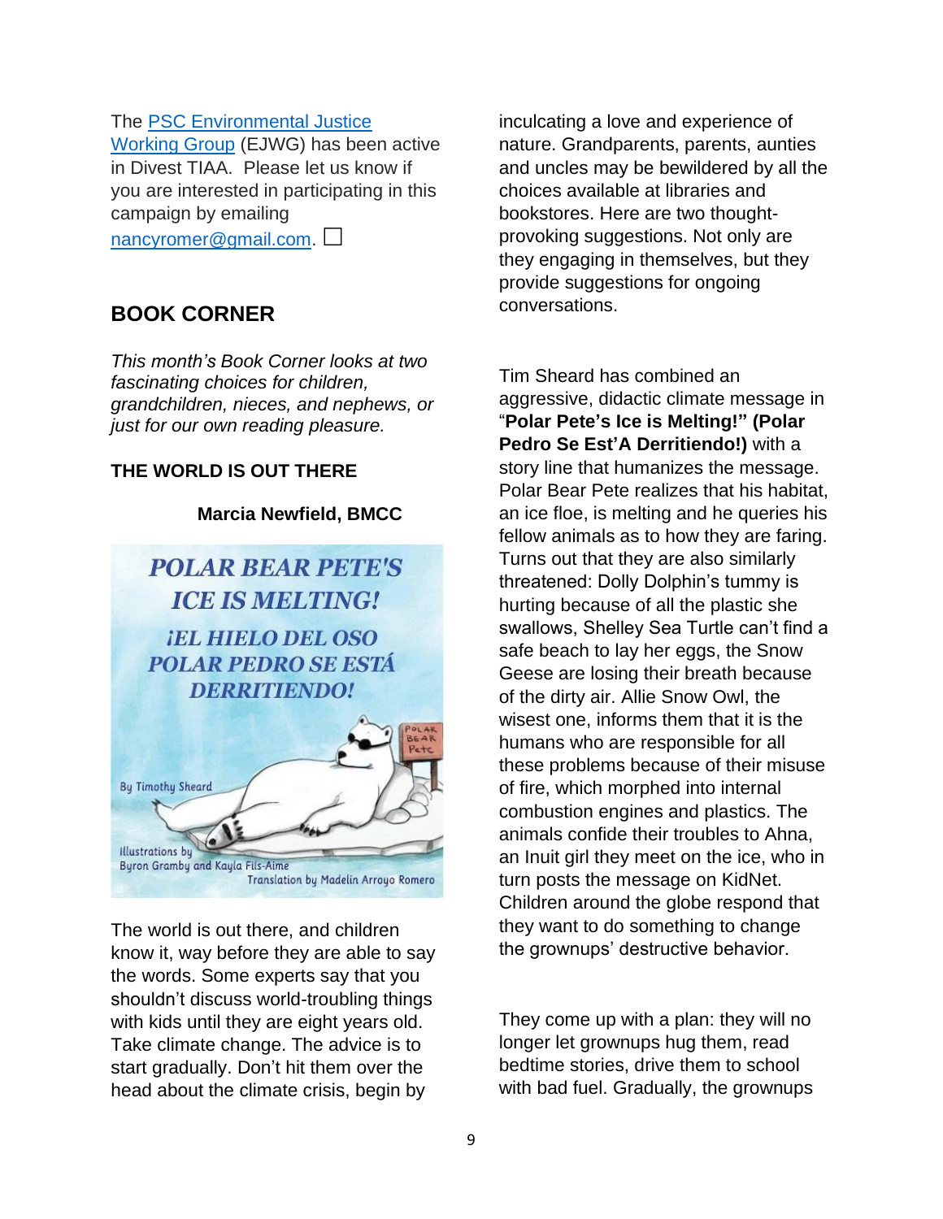The [PSC Environmental Justice Working Group](#) (EJWG) has been active in Divest TIAA. Please let us know if you are interested in participating in this campaign by emailing [nancyromer@gmail.com](mailto:nancyromer@gmail.com). ☐

## BOOK CORNER

*This month's Book Corner looks at two fascinating choices for children, grandchildren, nieces, and nephews, or just for our own reading pleasure.*

### THE WORLD IS OUT THERE

**Marcia Newfield, BMCC**

The world is out there, and children know it, way before they are able to say the words. Some experts say that you shouldn't discuss world-troubling things with kids until they are eight years old. Take climate change. The advice is to start gradually. Don't hit them over the head about the climate crisis, begin by inculcating a love and experience of nature. Grandparents, parents, aunties and uncles may be bewildered by all the choices available at libraries and bookstores. Here are two thought-provoking suggestions. Not only are they engaging in themselves, but they provide suggestions for ongoing conversations.

Tim Sheard has combined an aggressive, didactic climate message in "**Polar Pete's Ice is Melting!" (Polar Pedro Se Est'A Derritiendo!)** with a story line that humanizes the message. Polar Bear Pete realizes that his habitat, an ice floe, is melting and he queries his fellow animals as to how they are faring. Turns out that they are also similarly threatened: Dolly Dolphin's tummy is hurting because of all the plastic she swallows, Shelley Sea Turtle can't find a safe beach to lay her eggs, the Snow Geese are losing their breath because of the dirty air. Allie Snow Owl, the wisest one, informs them that it is the humans who are responsible for all these problems because of their misuse of fire, which morphed into internal combustion engines and plastics. The animals confide their troubles to Ahna, an Inuit girl they meet on the ice, who in turn posts the message on KidNet. Children around the globe respond that they want to do something to change the grownups' destructive behavior.

They come up with a plan: they will no longer let grownups hug them, read bedtime stories, drive them to school with bad fuel. Gradually, the grownups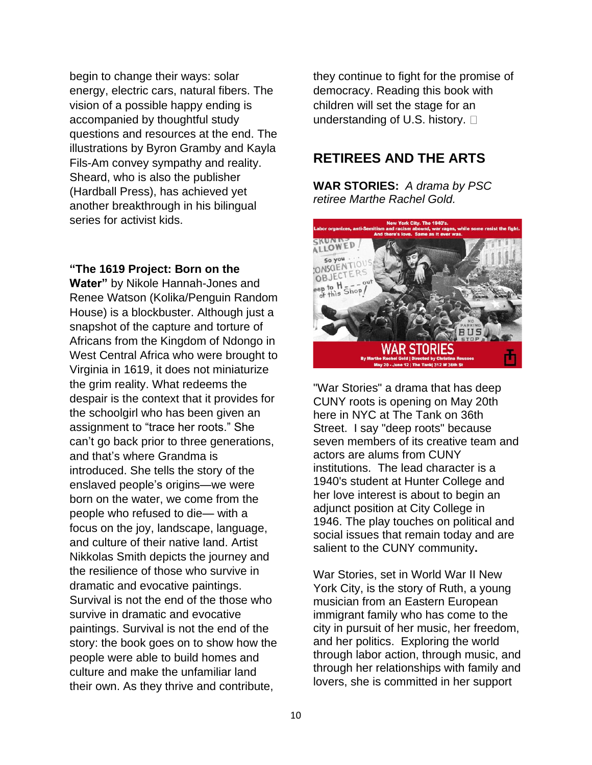begin to change their ways: solar energy, electric cars, natural fibers. The vision of a possible happy ending is accompanied by thoughtful study questions and resources at the end. The illustrations by Byron Gramby and Kayla Fils-Am convey sympathy and reality. Sheard, who is also the publisher (Hardball Press), has achieved yet another breakthrough in his bilingual series for activist kids.

**"The 1619 Project: Born on the Water"** by Nikole Hannah-Jones and Renee Watson (Kolika/Penguin Random House) is a blockbuster. Although just a snapshot of the capture and torture of Africans from the Kingdom of Ndongo in West Central Africa who were brought to Virginia in 1619, it does not miniaturize the grim reality. What redeems the despair is the context that it provides for the schoolgirl who has been given an assignment to "trace her roots." She can't go back prior to three generations, and that's where Grandma is introduced. She tells the story of the enslaved people's origins—we were born on the water, we come from the people who refused to die— with a focus on the joy, landscape, language, and culture of their native land. Artist Nikkolas Smith depicts the journey and the resilience of those who survive in dramatic and evocative paintings. Survival is not the end of the those who survive in dramatic and evocative paintings. Survival is not the end of the story: the book goes on to show how the people were able to build homes and culture and make the unfamiliar land their own. As they thrive and contribute, they continue to fight for the promise of democracy. Reading this book with children will set the stage for an understanding of U.S. history. □

## RETIREES AND THE ARTS

**WAR STORIES:** *A drama by PSC retiree Marthe Rachel Gold.*

New York City. The 1940's.
Labor organizes, anti-Semitism and racism abound, war rages, while some resist the fight. And there's love. Same as it ever was.

WAR STORIES
By Marthe Rachel Gold | Directed by Christina Roussos
May 20 - June 12 | The Tank| 312 W 36th St

"War Stories" a drama that has deep CUNY roots is opening on May 20th here in NYC at The Tank on 36th Street. I say "deep roots" because seven members of its creative team and actors are alums from CUNY institutions. The lead character is a 1940's student at Hunter College and her love interest is about to begin an adjunct position at City College in 1946. The play touches on political and social issues that remain today and are salient to the CUNY community**.**

War Stories, set in World War II New York City, is the story of Ruth, a young musician from an Eastern European immigrant family who has come to the city in pursuit of her music, her freedom, and her politics. Exploring the world through labor action, through music, and through her relationships with family and lovers, she is committed in her support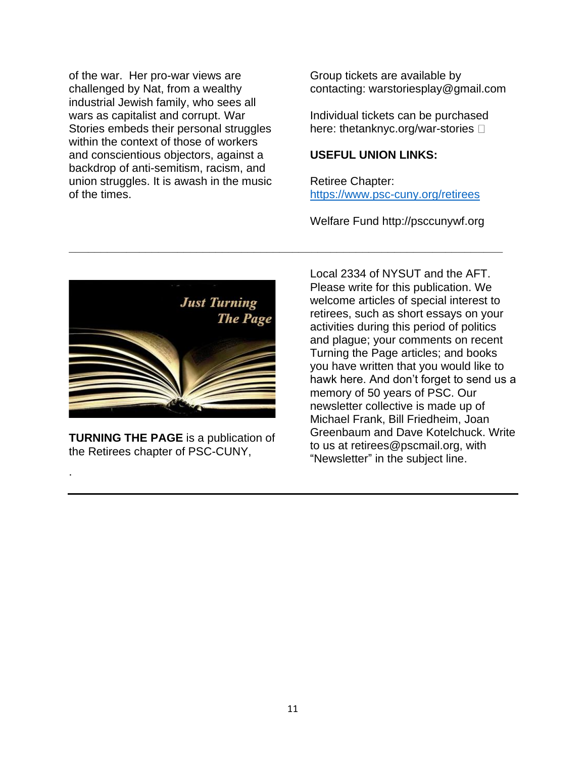of the war. Her pro-war views are challenged by Nat, from a wealthy industrial Jewish family, who sees all wars as capitalist and corrupt. War Stories embeds their personal struggles within the context of those of workers and conscientious objectors, against a backdrop of anti-semitism, racism, and union struggles. It is awash in the music of the times.

Group tickets are available by contacting: warstoriesplay@gmail.com

Individual tickets can be purchased here: thetanknyc.org/war-stories

**USEFUL UNION LINKS:**

Retiree Chapter: [https://www.psc-cuny.org/retirees](https://www.psc-cuny.org/retirees)

Welfare Fund http://psccunywf.org

---

**TURNING THE PAGE** is a publication of the Retirees chapter of PSC-CUNY, Local 2334 of NYSUT and the AFT. Please write for this publication. We welcome articles of special interest to retirees, such as short essays on your activities during this period of politics and plague; your comments on recent Turning the Page articles; and books you have written that you would like to hawk here. And don't forget to send us a memory of 50 years of PSC. Our newsletter collective is made up of Michael Frank, Bill Friedheim, Joan Greenbaum and Dave Kotelchuck. Write to us at retirees@pscmail.org, with "Newsletter" in the subject line.